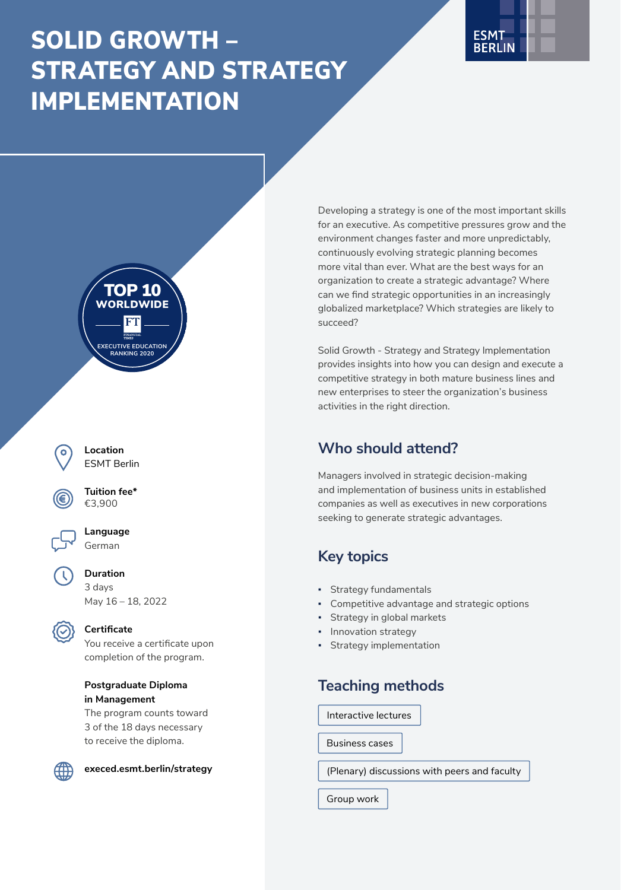# SOLID GROWTH – STRATEGY AND STRATEGY IMPLEMENTATION

ESMT BERLIN

TOP 10 WORLDWIDE
FT
EXECUTIVE EDUCATION RANKING 2020

**Location**
ESMT Berlin

**Tuition fee***
€3,900

**Language**
German

**Duration**
3 days
May 16 – 18, 2022

**Certificate**
You receive a certificate upon completion of the program.

**Postgraduate Diploma in Management**
The program counts toward 3 of the 18 days necessary to receive the diploma.

**execed.esmt.berlin/strategy**

Developing a strategy is one of the most important skills for an executive. As competitive pressures grow and the environment changes faster and more unpredictably, continuously evolving strategic planning becomes more vital than ever. What are the best ways for an organization to create a strategic advantage? Where can we find strategic opportunities in an increasingly globalized marketplace? Which strategies are likely to succeed?

Solid Growth - Strategy and Strategy Implementation provides insights into how you can design and execute a competitive strategy in both mature business lines and new enterprises to steer the organization's business activities in the right direction.

## Who should attend?

Managers involved in strategic decision-making and implementation of business units in established companies as well as executives in new corporations seeking to generate strategic advantages.

## Key topics

- Strategy fundamentals
- Competitive advantage and strategic options
- Strategy in global markets
- Innovation strategy
- Strategy implementation

## Teaching methods

- Interactive lectures
- Business cases
- (Plenary) discussions with peers and faculty
- Group work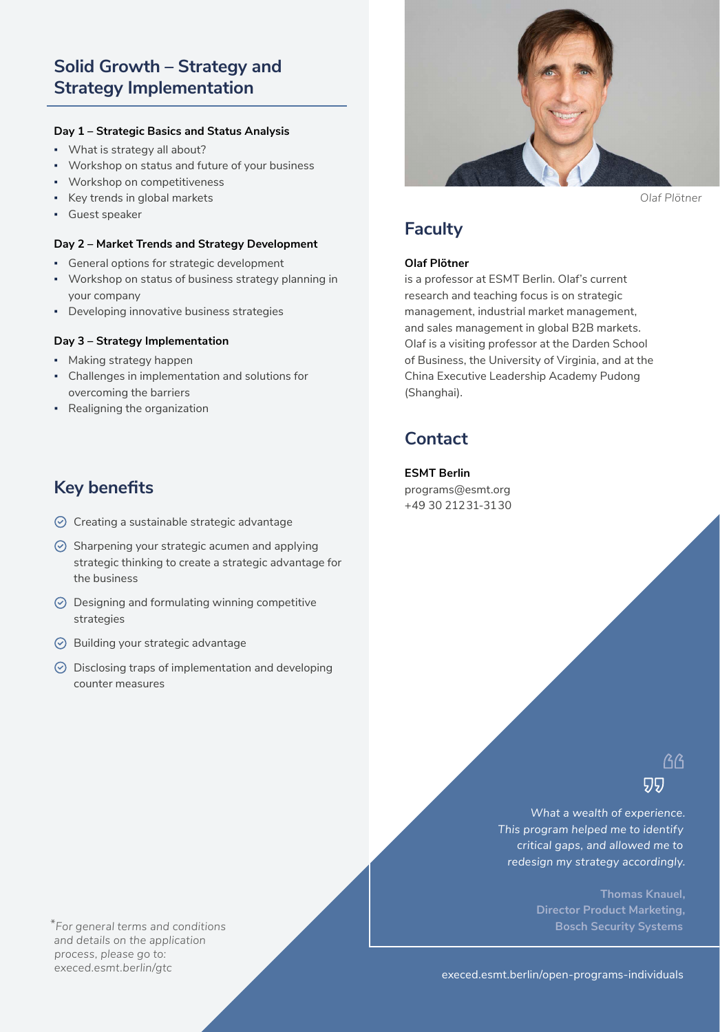## Solid Growth – Strategy and Strategy Implementation

**Day 1 – Strategic Basics and Status Analysis**

- What is strategy all about?
- Workshop on status and future of your business
- Workshop on competitiveness
- Key trends in global markets
- Guest speaker

**Day 2 – Market Trends and Strategy Development**

- General options for strategic development
- Workshop on status of business strategy planning in your company
- Developing innovative business strategies

**Day 3 – Strategy Implementation**

- Making strategy happen
- Challenges in implementation and solutions for overcoming the barriers
- Realigning the organization

## Key benefits

- Creating a sustainable strategic advantage
- Sharpening your strategic acumen and applying strategic thinking to create a strategic advantage for the business
- Designing and formulating winning competitive strategies
- Building your strategic advantage
- Disclosing traps of implementation and developing counter measures

*\*For general terms and conditions and details on the application process, please go to: execed.esmt.berlin/gtc*

Olaf Plötner

## Faculty

**Olaf Plötner**
is a professor at ESMT Berlin. Olaf's current research and teaching focus is on strategic management, industrial market management, and sales management in global B2B markets. Olaf is a visiting professor at the Darden School of Business, the University of Virginia, and at the China Executive Leadership Academy Pudong (Shanghai).

## Contact

**ESMT Berlin**
programs@esmt.org
+49 30 21231-3130

*What a wealth of experience. This program helped me to identify critical gaps, and allowed me to redesign my strategy accordingly.*

**Thomas Knauel, Director Product Marketing, Bosch Security Systems**

execed.esmt.berlin/open-programs-individuals